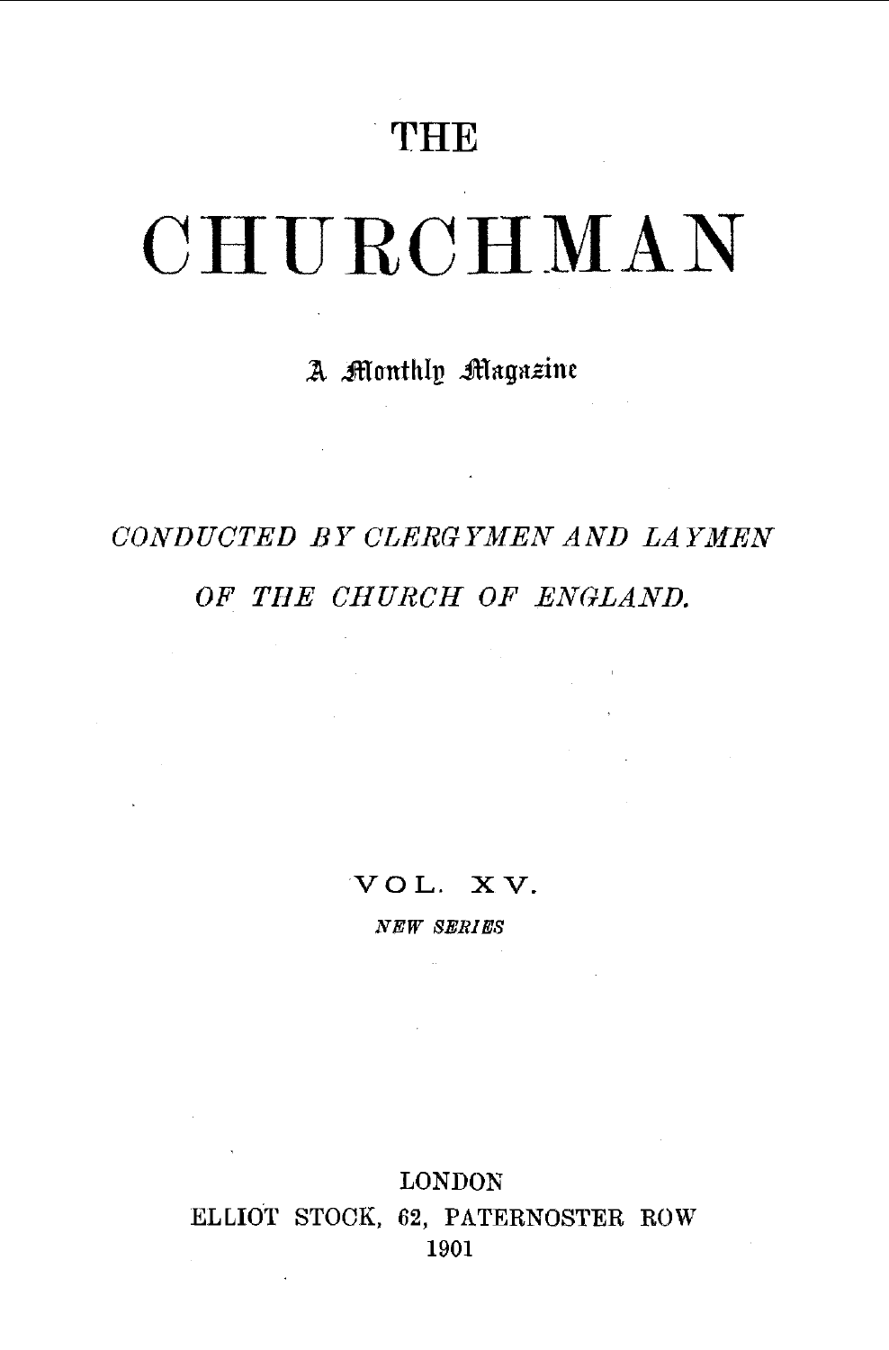# THE

# CHURCHMAN

A Monthly Magazine

*CONDUCTED BY CLERGYMEN AND LAYMEN*

*OF THE CHURCH OF ENGLAND.*

VOL. XV.

*NEW SERIES*

LONDON

ELLIOT STOCK, 62, PATERNOSTER ROW

1901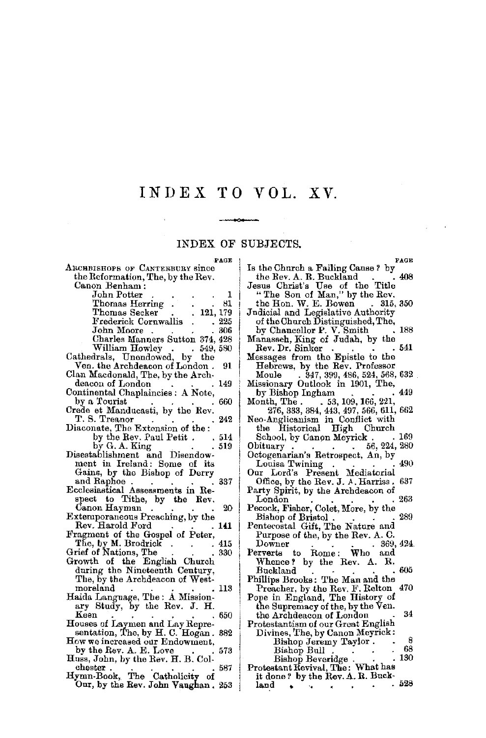# INDEX TO VOL. XV.

## INDEX OF SUBJECTS.

PAGE

Archbishops of Canterbury since the Reformation, The, by the Rev. Canon Benham:
- John Potter . . . . . 1
- Thomas Herring . . . . 81
- Thomas Secker . . . 121, 179
- Frederick Cornwallis . . . 225
- John Moore . . . . . 306
- Charles Manners Sutton 374, 428
- William Howley . . . 549, 580

Cathedrals, Unendowed, by the Ven. the Archdeacon of London . 91

Clan Macdonald, The, by the Archdeacon of London . . . . 149

Continental Chaplaincies: A Note, by a Tourist . . . . . 660

Crede et Manducasti, by the Rev. T. S. Treanor . . . . . 242

Diaconate, The Extension of the:
- by the Rev. Paul Petit . . 514
- by G. A. King . . . . 519

Disestablishment and Disendowment in Ireland: Some of its Gains, by the Bishop of Derry and Raphoe . . . . . 337

Ecclesiastical Assessments in Respect to Tithe, by the Rev. Canon Hayman . . . . 20

Extemporaneous Preaching, by the Rev. Harold Ford . . . 141

Fragment of the Gospel of Peter, The, by M. Brodrick . . . 415

Grief of Nations, The . . . 330

Growth of the English Church during the Nineteenth Century, The, by the Archdeacon of Westmoreland . . . . . . 113

Haida Language, The: A Missionary Study, by the Rev. J. H. Keen . . . . . . . 650

Houses of Laymen and Lay Representation, The, by H. C. Hogan . 382

How we increased our Endowment, by the Rev. A. E. Love . . . 573

Huss, John, by the Rev. H. B. Colchester . . . . . . . 587

Hymn-Book, The Catholicity of Our, by the Rev. John Vaughan . 253

Is the Church a Failing Cause? by the Rev. A. R. Buckland . . . 408

Jesus Christ's Use of the Title "The Son of Man," by the Rev. the Hon. W. E. Bowen . 315, 350

Judicial and Legislative Authority of the Church Distinguished, The, by Chancellor P. V. Smith . . 188

Manasseh, King of Judah, by the Rev. Dr. Sinker . . . . . 541

Messages from the Epistle to the Hebrews, by the Rev. Professor Moule . 347, 399, 486, 524, 568, 632

Missionary Outlook in 1901, The, by Bishop Ingham . . . . 449

Month, The . . 53, 109, 166, 221, 276, 333, 384, 443, 497, 566, 611, 662

Neo-Anglicanism in Conflict with the Historical High Church School, by Canon Meyrick . . 169

Obituary . . . . . 56, 224, 280

Octogenarian's Retrospect, An, by Louisa Twining . . . . . 490

Our Lord's Present Mediatorial Office, by the Rev. J. A. Harriss . 637

Party Spirit, by the Archdeacon of London . . . . . . 263

Pecock, Fisher, Colet, More, by the Bishop of Bristol . . . . 289

Pentecostal Gift, The Nature and Purpose of the, by the Rev. A. C. Downer . . . . . 369, 424

Perverts to Rome: Who and Whence? by the Rev. A. R. Buckland . . . . . . 605

Phillips Brooks: The Man and the Preacher, by the Rev. F. Relton 470

Pope in England, The History of the Supremacy of the, by the Ven. the Archdeacon of London . 34

Protestantism of our Great English Divines, The, by Canon Meyrick:
- Bishop Jeremy Taylor . . 8
- Bishop Bull . . . . 68
- Bishop Beveridge . . . 130

Protestant Revival, The: What has it done? by the Rev. A. R. Buckland . . . . . . . 528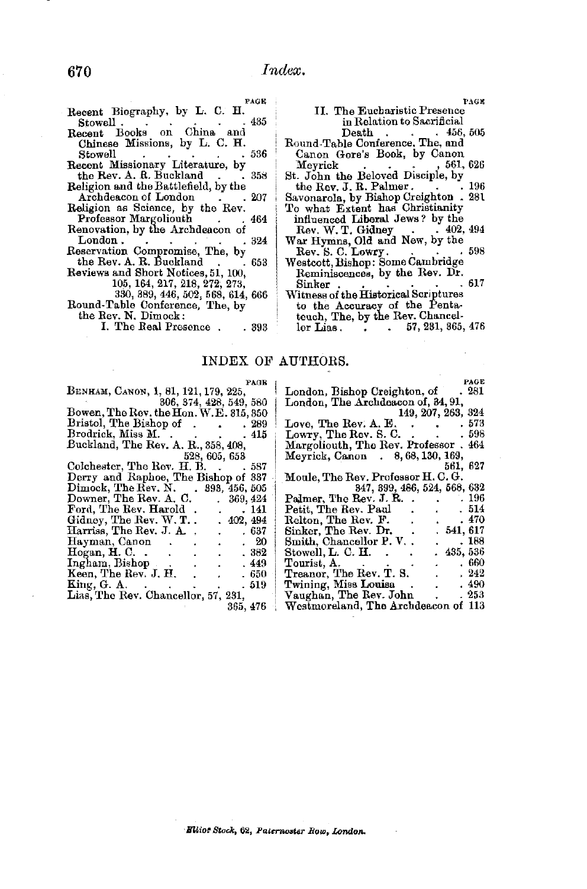Recent Biography, by L. C. H. Stowell . . . . . 435

Recent Books on China and Chinese Missions, by L. C. H. Stowell . . . . . 536

Recent Missionary Literature, by the Rev. A. R. Buckland . . 358

Religion and the Battlefield, by the Archdeacon of London . . 207

Religion as Science, by the Rev. Professor Margoliouth . . 464

Renovation, by the Archdeacon of London . . . . . . 324

Reservation Compromise, The, by the Rev. A. R. Buckland . . 653

Reviews and Short Notices, 51, 100, 105, 164, 217, 218, 272, 273, 330, 389, 446, 502, 568, 614, 666

Round-Table Conference, The, by the Rev. N. Dimock:
- I. The Real Presence . . 393
- II. The Eucharistic Presence in Relation to Sacrificial Death . . . 456, 505

Round-Table Conference, The, and Canon Gore's Book, by Canon Meyrick . . . , 561, 626

St. John the Beloved Disciple, by the Rev. J. R. Palmer . . . 196

Savonarola, by Bishop Creighton . 281

To what Extent has Christianity influenced Liberal Jews? by the Rev. W. T. Gidney . . 402, 494

War Hymns, Old and New, by the Rev. S. C. Lowry . . . . 598

Westcott, Bishop: Some Cambridge Reminiscences, by the Rev. Dr. Sinker . . . . . . 617

Witness of the Historical Scriptures to the Accuracy of the Pentateuch, The, by the Rev. Chancellor Lias . . . 57, 231, 365, 476

## INDEX OF AUTHORS.

Benham, Canon, 1, 81, 121, 179, 225, 306, 374, 428, 549, 580

Bowen, The Rev. the Hon. W. E. 315, 350

Bristol, The Bishop of . . . 289

Brodrick, Miss M. . . . . 415

Buckland, The Rev. A. R., 358, 408, 528, 605, 653

Colchester, The Rev. H. B. . . 587

Derry and Raphoe, The Bishop of 337

Dimock, The Rev. N. . 393, 456, 505

Downer, The Rev. A. C. . 369, 424

Ford, The Rev. Harold . . . 141

Gidney, The Rev. W. T. . . 402, 494

Harriss, The Rev. J. A. . . . 637

Hayman, Canon . . . . . 20

Hogan, H. C. . . . . . . 382

Ingham, Bishop . . . . . 449

Keen, The Rev. J. H. . . . 650

King, G. A. . . . . . . 519

Lias, The Rev. Chancellor, 57, 231, 365, 476

London, Bishop Creighton, of . 281

London, The Archdeacon of, 34, 91, 149, 207, 263, 324

Love, The Rev. A. E. . . . 573

Lowry, The Rev. S. C. . . . 598

Margoliouth, The Rev. Professor . 464

Meyrick, Canon . 8, 68, 130, 169, 561, 627

Moule, The Rev. Professor H. C. G. 347, 399, 486, 524, 568, 632

Palmer, The Rev. J. R. . . . 196

Petit, The Rev. Paul . . . 514

Relton, The Rev. F. . . . 470

Sinker, The Rev. Dr. . . 541, 617

Smith, Chancellor P. V. . . . 188

Stowell, L. C. H. . . . 435, 536

Tourist, A. . . . . . . 660

Treanor, The Rev. T. S. . . . 242

Twining, Miss Louisa . . . 490

Vaughan, The Rev. John . . 253

Westmoreland, The Archdeacon of 113

*Elliot Stock, 62, Paternoster Row, London.*